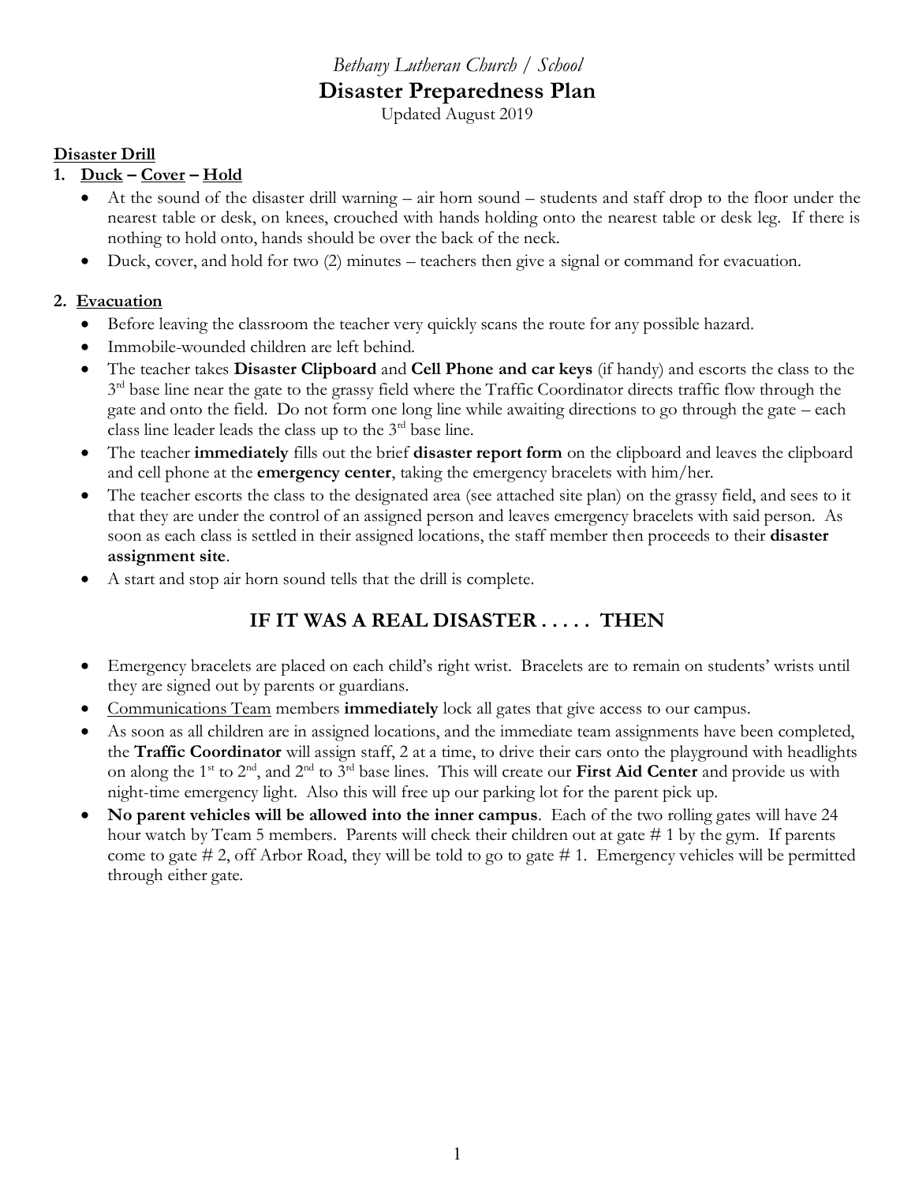*Bethany Lutheran Church / School*

# Disaster Preparedness Plan

Updated August 2019

## Disaster Drill

### 1. Duck – Cover – Hold

- At the sound of the disaster drill warning – air horn sound – students and staff drop to the floor under the nearest table or desk, on knees, crouched with hands holding onto the nearest table or desk leg. If there is nothing to hold onto, hands should be over the back of the neck.
- Duck, cover, and hold for two (2) minutes – teachers then give a signal or command for evacuation.

### 2. Evacuation

- Before leaving the classroom the teacher very quickly scans the route for any possible hazard.
- Immobile-wounded children are left behind.
- The teacher takes **Disaster Clipboard** and **Cell Phone and car keys** (if handy) and escorts the class to the 3rd base line near the gate to the grassy field where the Traffic Coordinator directs traffic flow through the gate and onto the field. Do not form one long line while awaiting directions to go through the gate – each class line leader leads the class up to the 3rd base line.
- The teacher **immediately** fills out the brief **disaster report form** on the clipboard and leaves the clipboard and cell phone at the **emergency center**, taking the emergency bracelets with him/her.
- The teacher escorts the class to the designated area (see attached site plan) on the grassy field, and sees to it that they are under the control of an assigned person and leaves emergency bracelets with said person. As soon as each class is settled in their assigned locations, the staff member then proceeds to their **disaster assignment site**.
- A start and stop air horn sound tells that the drill is complete.

## IF IT WAS A REAL DISASTER . . . . . THEN

- Emergency bracelets are placed on each child's right wrist. Bracelets are to remain on students' wrists until they are signed out by parents or guardians.
- Communications Team members **immediately** lock all gates that give access to our campus.
- As soon as all children are in assigned locations, and the immediate team assignments have been completed, the **Traffic Coordinator** will assign staff, 2 at a time, to drive their cars onto the playground with headlights on along the 1st to 2nd, and 2nd to 3rd base lines. This will create our **First Aid Center** and provide us with night-time emergency light. Also this will free up our parking lot for the parent pick up.
- **No parent vehicles will be allowed into the inner campus**. Each of the two rolling gates will have 24 hour watch by Team 5 members. Parents will check their children out at gate # 1 by the gym. If parents come to gate # 2, off Arbor Road, they will be told to go to gate # 1. Emergency vehicles will be permitted through either gate.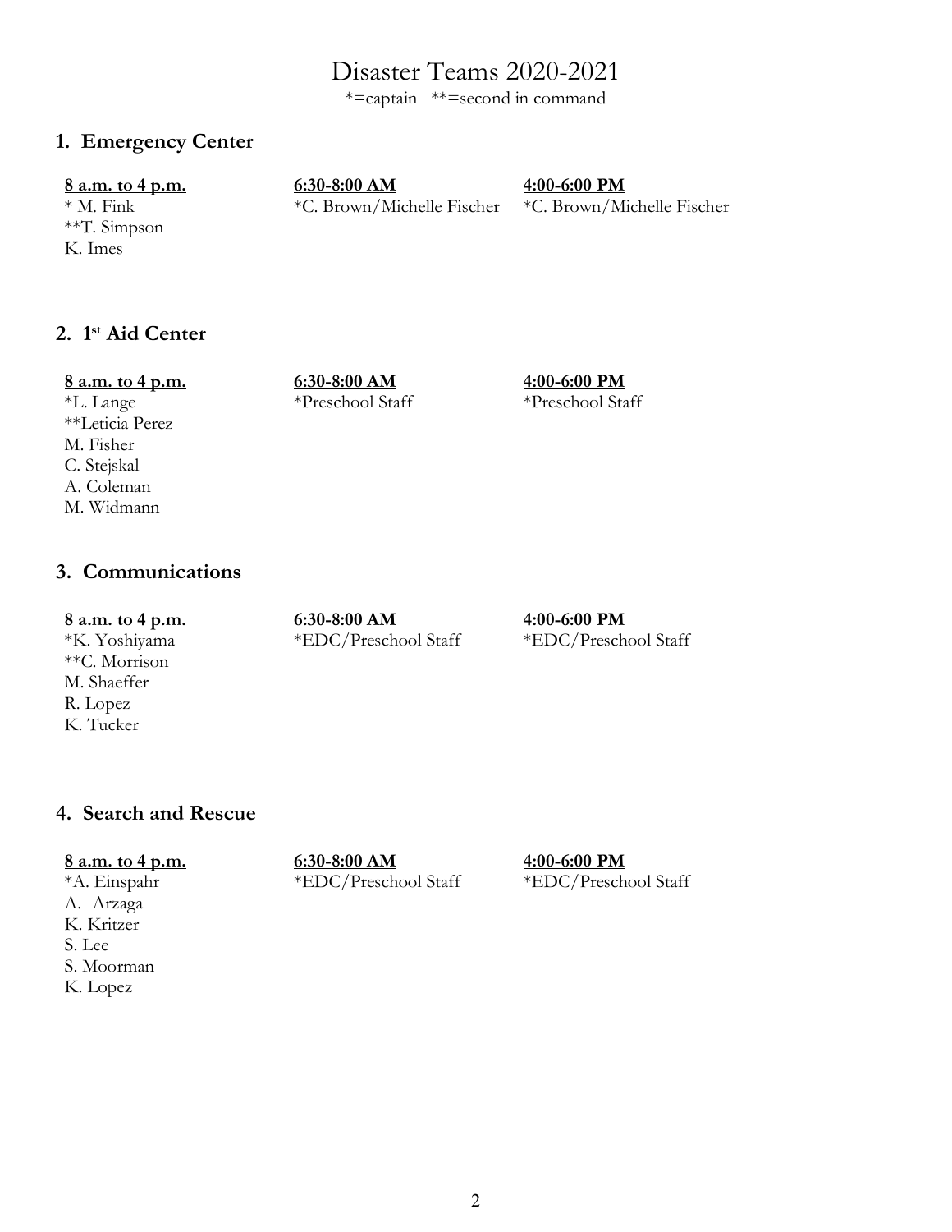# Disaster Teams 2020-2021

*=captain   **=second in command

## 1. Emergency Center

| 8 a.m. to 4 p.m. | 6:30-8:00 AM | 4:00-6:00 PM |
| --- | --- | --- |
| * M. Fink | *C. Brown/Michelle Fischer | *C. Brown/Michelle Fischer |
| **T. Simpson | | |
| K. Imes | | |

## 2. 1st Aid Center

| 8 a.m. to 4 p.m. | 6:30-8:00 AM | 4:00-6:00 PM |
| --- | --- | --- |
| *L. Lange | *Preschool Staff | *Preschool Staff |
| **Leticia Perez | | |
| M. Fisher | | |
| C. Stejskal | | |
| A. Coleman | | |
| M. Widmann | | |

## 3. Communications

| 8 a.m. to 4 p.m. | 6:30-8:00 AM | 4:00-6:00 PM |
| --- | --- | --- |
| *K. Yoshiyama | *EDC/Preschool Staff | *EDC/Preschool Staff |
| **C. Morrison | | |
| M. Shaeffer | | |
| R. Lopez | | |
| K. Tucker | | |

## 4. Search and Rescue

| 8 a.m. to 4 p.m. | 6:30-8:00 AM | 4:00-6:00 PM |
| --- | --- | --- |
| *A. Einspahr | *EDC/Preschool Staff | *EDC/Preschool Staff |
| A. Arzaga | | |
| K. Kritzer | | |
| S. Lee | | |
| S. Moorman | | |
| K. Lopez | | |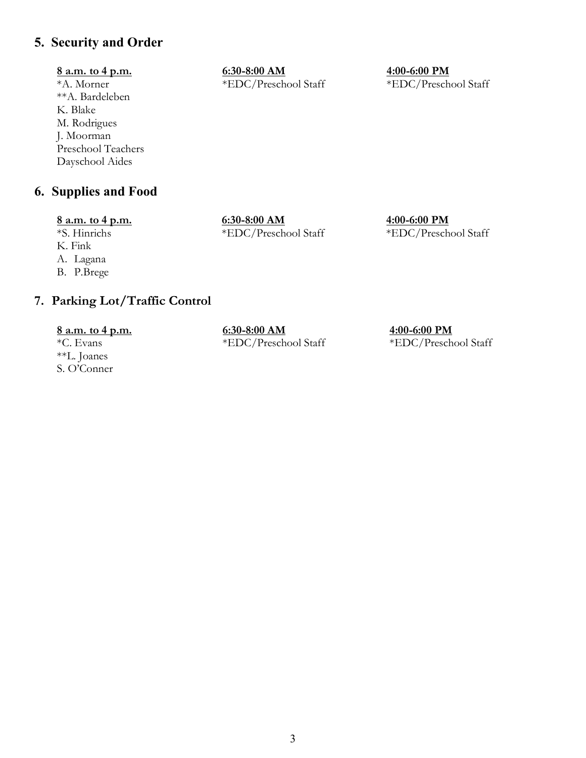## 5. Security and Order

| 8 a.m. to 4 p.m. | 6:30-8:00 AM | 4:00-6:00 PM |
|---|---|---|
| *A. Morner | *EDC/Preschool Staff | *EDC/Preschool Staff |
| **A. Bardeleben | | |
| K. Blake | | |
| M. Rodrigues | | |
| J. Moorman | | |
| Preschool Teachers | | |
| Dayschool Aides | | |

## 6. Supplies and Food

| 8 a.m. to 4 p.m. | 6:30-8:00 AM | 4:00-6:00 PM |
|---|---|---|
| *S. Hinrichs | *EDC/Preschool Staff | *EDC/Preschool Staff |
| K. Fink | | |
| A. Lagana | | |
| B. P.Brege | | |

## 7. Parking Lot/Traffic Control

| 8 a.m. to 4 p.m. | 6:30-8:00 AM | 4:00-6:00 PM |
|---|---|---|
| *C. Evans | *EDC/Preschool Staff | *EDC/Preschool Staff |
| **L. Joanes | | |
| S. O'Conner | | |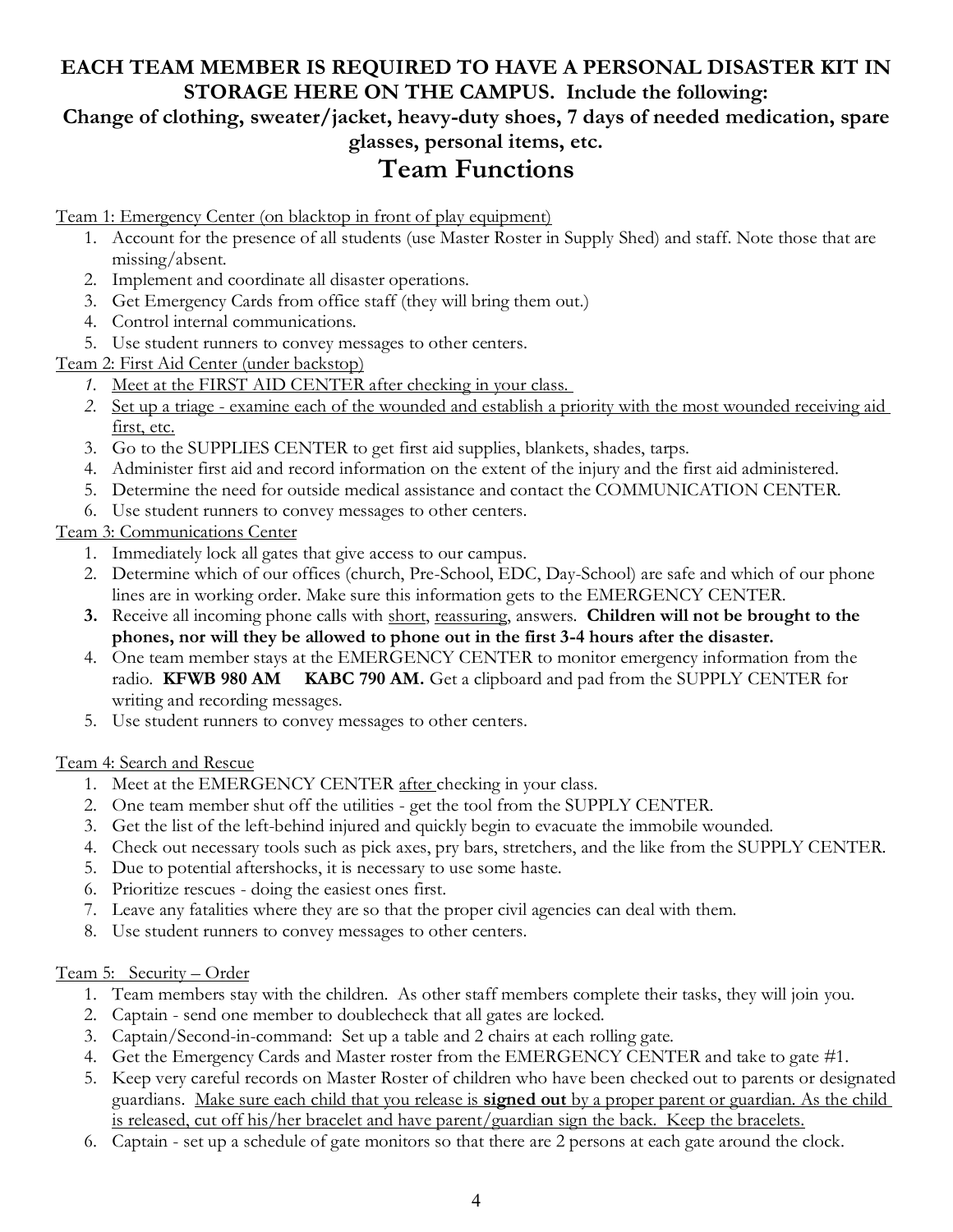**EACH TEAM MEMBER IS REQUIRED TO HAVE A PERSONAL DISASTER KIT IN STORAGE HERE ON THE CAMPUS. Include the following:**

**Change of clothing, sweater/jacket, heavy-duty shoes, 7 days of needed medication, spare glasses, personal items, etc.**

# Team Functions

Team 1: Emergency Center (on blacktop in front of play equipment)

1. Account for the presence of all students (use Master Roster in Supply Shed) and staff. Note those that are missing/absent.
2. Implement and coordinate all disaster operations.
3. Get Emergency Cards from office staff (they will bring them out.)
4. Control internal communications.
5. Use student runners to convey messages to other centers.

Team 2: First Aid Center (under backstop)

1. Meet at the FIRST AID CENTER after checking in your class.
2. Set up a triage - examine each of the wounded and establish a priority with the most wounded receiving aid first, etc.
3. Go to the SUPPLIES CENTER to get first aid supplies, blankets, shades, tarps.
4. Administer first aid and record information on the extent of the injury and the first aid administered.
5. Determine the need for outside medical assistance and contact the COMMUNICATION CENTER.
6. Use student runners to convey messages to other centers.

Team 3: Communications Center

1. Immediately lock all gates that give access to our campus.
2. Determine which of our offices (church, Pre-School, EDC, Day-School) are safe and which of our phone lines are in working order. Make sure this information gets to the EMERGENCY CENTER.
3. Receive all incoming phone calls with short, reassuring, answers. **Children will not be brought to the phones, nor will they be allowed to phone out in the first 3-4 hours after the disaster.**
4. One team member stays at the EMERGENCY CENTER to monitor emergency information from the radio. **KFWB 980 AM KABC 790 AM.** Get a clipboard and pad from the SUPPLY CENTER for writing and recording messages.
5. Use student runners to convey messages to other centers.

Team 4: Search and Rescue

1. Meet at the EMERGENCY CENTER after checking in your class.
2. One team member shut off the utilities - get the tool from the SUPPLY CENTER.
3. Get the list of the left-behind injured and quickly begin to evacuate the immobile wounded.
4. Check out necessary tools such as pick axes, pry bars, stretchers, and the like from the SUPPLY CENTER.
5. Due to potential aftershocks, it is necessary to use some haste.
6. Prioritize rescues - doing the easiest ones first.
7. Leave any fatalities where they are so that the proper civil agencies can deal with them.
8. Use student runners to convey messages to other centers.

Team 5: Security – Order

1. Team members stay with the children. As other staff members complete their tasks, they will join you.
2. Captain - send one member to doublecheck that all gates are locked.
3. Captain/Second-in-command: Set up a table and 2 chairs at each rolling gate.
4. Get the Emergency Cards and Master roster from the EMERGENCY CENTER and take to gate #1.
5. Keep very careful records on Master Roster of children who have been checked out to parents or designated guardians. Make sure each child that you release is **signed out** by a proper parent or guardian. As the child is released, cut off his/her bracelet and have parent/guardian sign the back. Keep the bracelets.
6. Captain - set up a schedule of gate monitors so that there are 2 persons at each gate around the clock.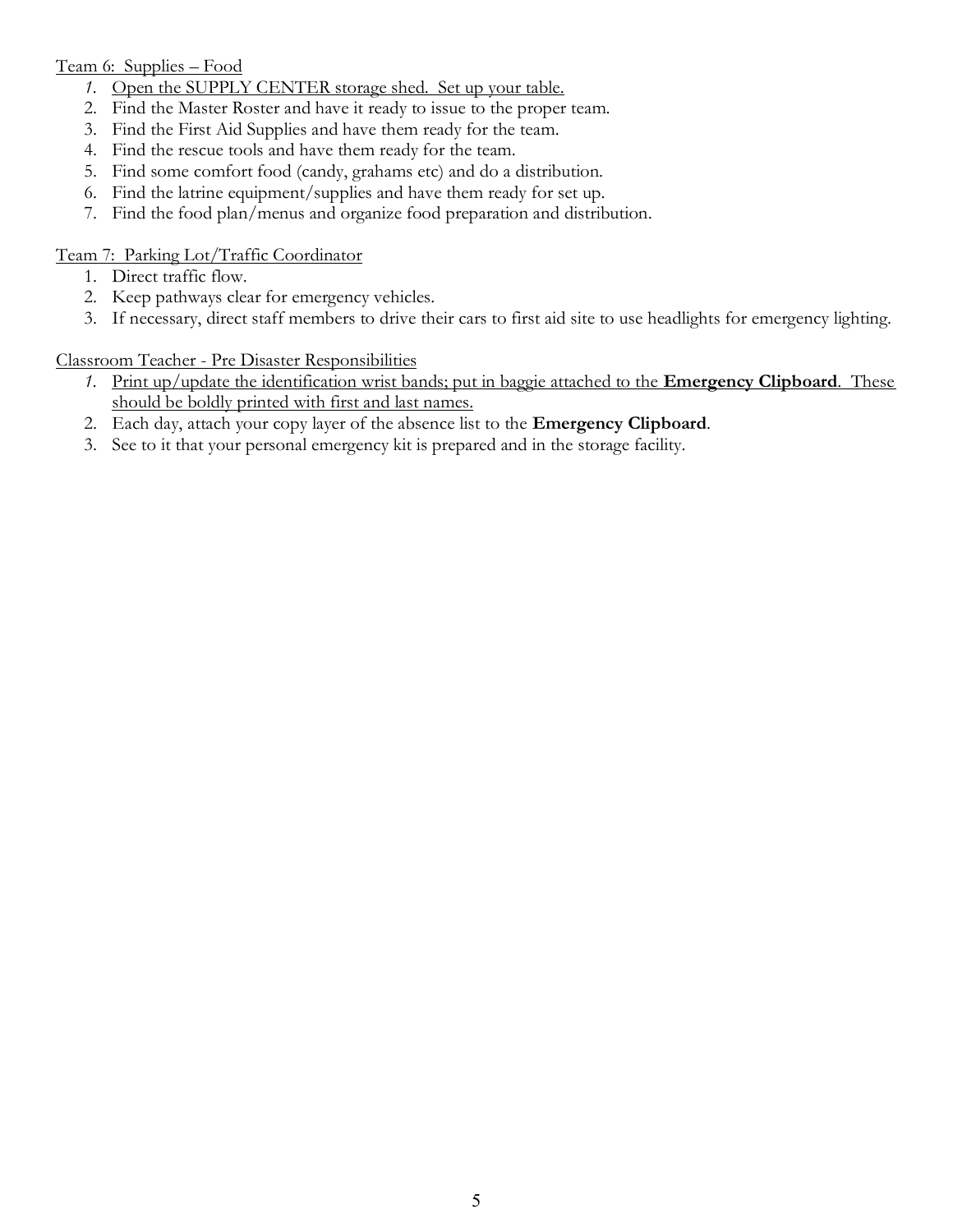Team 6: Supplies – Food

1. Open the SUPPLY CENTER storage shed. Set up your table.
2. Find the Master Roster and have it ready to issue to the proper team.
3. Find the First Aid Supplies and have them ready for the team.
4. Find the rescue tools and have them ready for the team.
5. Find some comfort food (candy, grahams etc) and do a distribution.
6. Find the latrine equipment/supplies and have them ready for set up.
7. Find the food plan/menus and organize food preparation and distribution.

Team 7: Parking Lot/Traffic Coordinator

1. Direct traffic flow.
2. Keep pathways clear for emergency vehicles.
3. If necessary, direct staff members to drive their cars to first aid site to use headlights for emergency lighting.

Classroom Teacher - Pre Disaster Responsibilities

1. Print up/update the identification wrist bands; put in baggie attached to the **Emergency Clipboard**. These should be boldly printed with first and last names.
2. Each day, attach your copy layer of the absence list to the **Emergency Clipboard**.
3. See to it that your personal emergency kit is prepared and in the storage facility.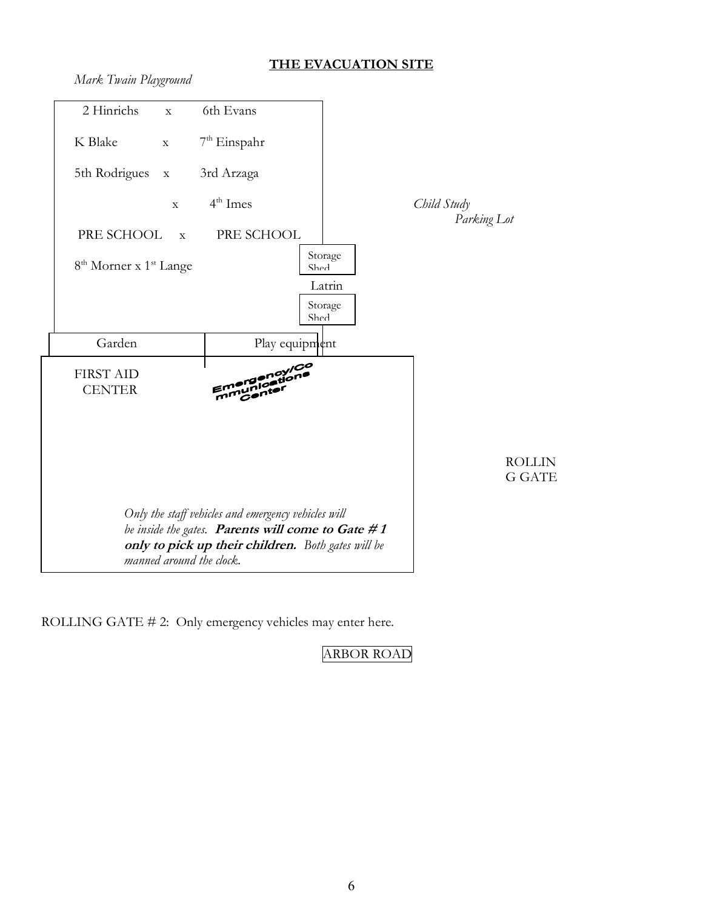## THE EVACUATION SITE

*Mark Twain Playground*

2 Hinrichs x 6th Evans

K Blake x 7th Einspahr

5th Rodrigues x 3rd Arzaga

x 4th Imes

PRE SCHOOL x PRE SCHOOL

8th Morner x 1st Lange

Storage Shed

Latrin

Storage Shed

*Child Study Parking Lot*

Garden

Play equipment

FIRST AID CENTER

Emergency/Communications Center

ROLLING GATE

*Only the staff vehicles and emergency vehicles will be inside the gates.* ***Parents will come to Gate # 1 only to pick up their children.*** *Both gates will be manned around the clock.*

ROLLING GATE # 2: Only emergency vehicles may enter here.

ARBOR ROAD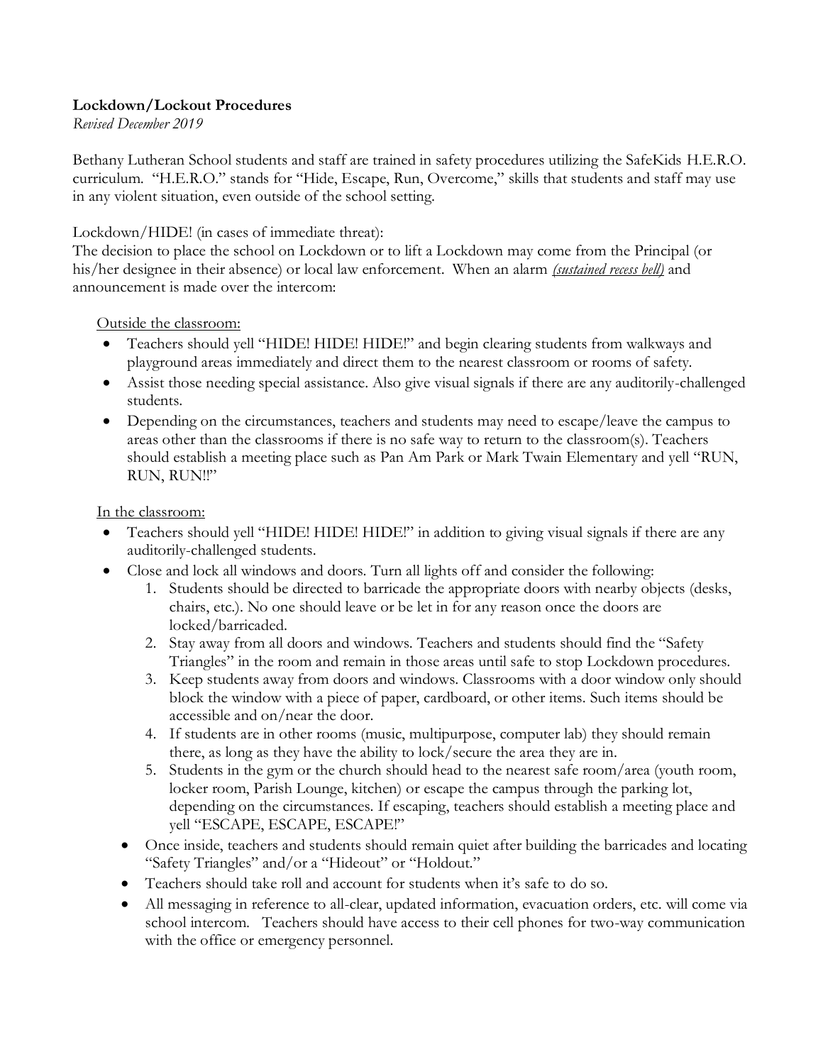**Lockdown/Lockout Procedures**

*Revised December 2019*

Bethany Lutheran School students and staff are trained in safety procedures utilizing the SafeKids H.E.R.O. curriculum. "H.E.R.O." stands for "Hide, Escape, Run, Overcome," skills that students and staff may use in any violent situation, even outside of the school setting.

Lockdown/HIDE! (in cases of immediate threat):

The decision to place the school on Lockdown or to lift a Lockdown may come from the Principal (or his/her designee in their absence) or local law enforcement. When an alarm *(sustained recess bell)* and announcement is made over the intercom:

Outside the classroom:

- Teachers should yell "HIDE! HIDE! HIDE!" and begin clearing students from walkways and playground areas immediately and direct them to the nearest classroom or rooms of safety.
- Assist those needing special assistance. Also give visual signals if there are any auditorily-challenged students.
- Depending on the circumstances, teachers and students may need to escape/leave the campus to areas other than the classrooms if there is no safe way to return to the classroom(s). Teachers should establish a meeting place such as Pan Am Park or Mark Twain Elementary and yell "RUN, RUN, RUN!!"

In the classroom:

- Teachers should yell "HIDE! HIDE! HIDE!" in addition to giving visual signals if there are any auditorily-challenged students.
- Close and lock all windows and doors. Turn all lights off and consider the following:
    1. Students should be directed to barricade the appropriate doors with nearby objects (desks, chairs, etc.). No one should leave or be let in for any reason once the doors are locked/barricaded.
    2. Stay away from all doors and windows. Teachers and students should find the "Safety Triangles" in the room and remain in those areas until safe to stop Lockdown procedures.
    3. Keep students away from doors and windows. Classrooms with a door window only should block the window with a piece of paper, cardboard, or other items. Such items should be accessible and on/near the door.
    4. If students are in other rooms (music, multipurpose, computer lab) they should remain there, as long as they have the ability to lock/secure the area they are in.
    5. Students in the gym or the church should head to the nearest safe room/area (youth room, locker room, Parish Lounge, kitchen) or escape the campus through the parking lot, depending on the circumstances. If escaping, teachers should establish a meeting place and yell "ESCAPE, ESCAPE, ESCAPE!"
    - Once inside, teachers and students should remain quiet after building the barricades and locating "Safety Triangles" and/or a "Hideout" or "Holdout."
    - Teachers should take roll and account for students when it's safe to do so.
    - All messaging in reference to all-clear, updated information, evacuation orders, etc. will come via school intercom. Teachers should have access to their cell phones for two-way communication with the office or emergency personnel.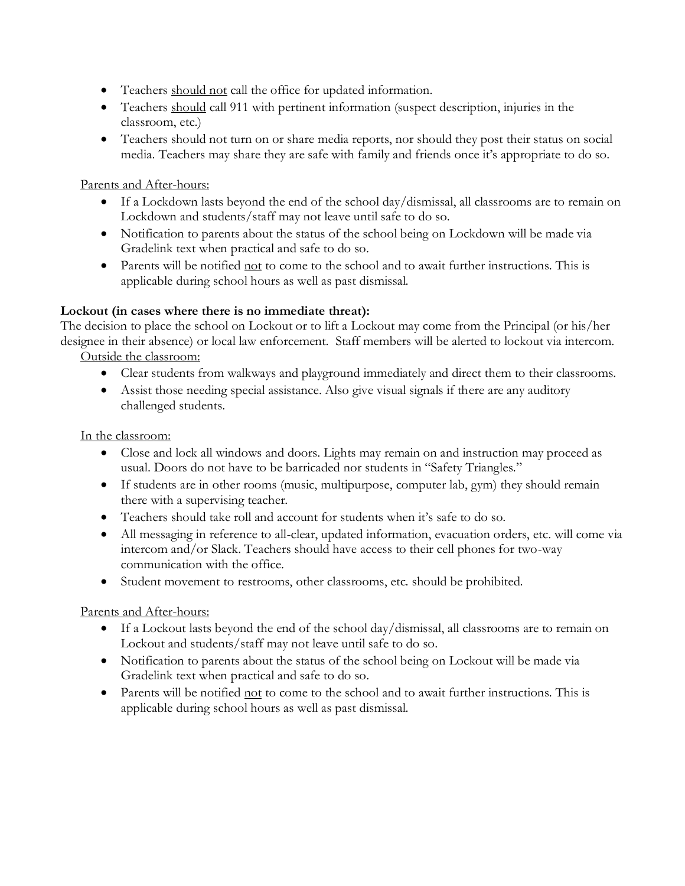- Teachers <u>should not</u> call the office for updated information.
- Teachers <u>should</u> call 911 with pertinent information (suspect description, injuries in the classroom, etc.)
- Teachers should not turn on or share media reports, nor should they post their status on social media. Teachers may share they are safe with family and friends once it's appropriate to do so.

<u>Parents and After-hours:</u>

- If a Lockdown lasts beyond the end of the school day/dismissal, all classrooms are to remain on Lockdown and students/staff may not leave until safe to do so.
- Notification to parents about the status of the school being on Lockdown will be made via Gradelink text when practical and safe to do so.
- Parents will be notified <u>not</u> to come to the school and to await further instructions. This is applicable during school hours as well as past dismissal.

**Lockout (in cases where there is no immediate threat):**

The decision to place the school on Lockout or to lift a Lockout may come from the Principal (or his/her designee in their absence) or local law enforcement. Staff members will be alerted to lockout via intercom.

<u>Outside the classroom:</u>

- Clear students from walkways and playground immediately and direct them to their classrooms.
- Assist those needing special assistance. Also give visual signals if there are any auditory challenged students.

<u>In the classroom:</u>

- Close and lock all windows and doors. Lights may remain on and instruction may proceed as usual. Doors do not have to be barricaded nor students in "Safety Triangles."
- If students are in other rooms (music, multipurpose, computer lab, gym) they should remain there with a supervising teacher.
- Teachers should take roll and account for students when it's safe to do so.
- All messaging in reference to all-clear, updated information, evacuation orders, etc. will come via intercom and/or Slack. Teachers should have access to their cell phones for two-way communication with the office.
- Student movement to restrooms, other classrooms, etc. should be prohibited.

<u>Parents and After-hours:</u>

- If a Lockout lasts beyond the end of the school day/dismissal, all classrooms are to remain on Lockout and students/staff may not leave until safe to do so.
- Notification to parents about the status of the school being on Lockout will be made via Gradelink text when practical and safe to do so.
- Parents will be notified <u>not</u> to come to the school and to await further instructions. This is applicable during school hours as well as past dismissal.